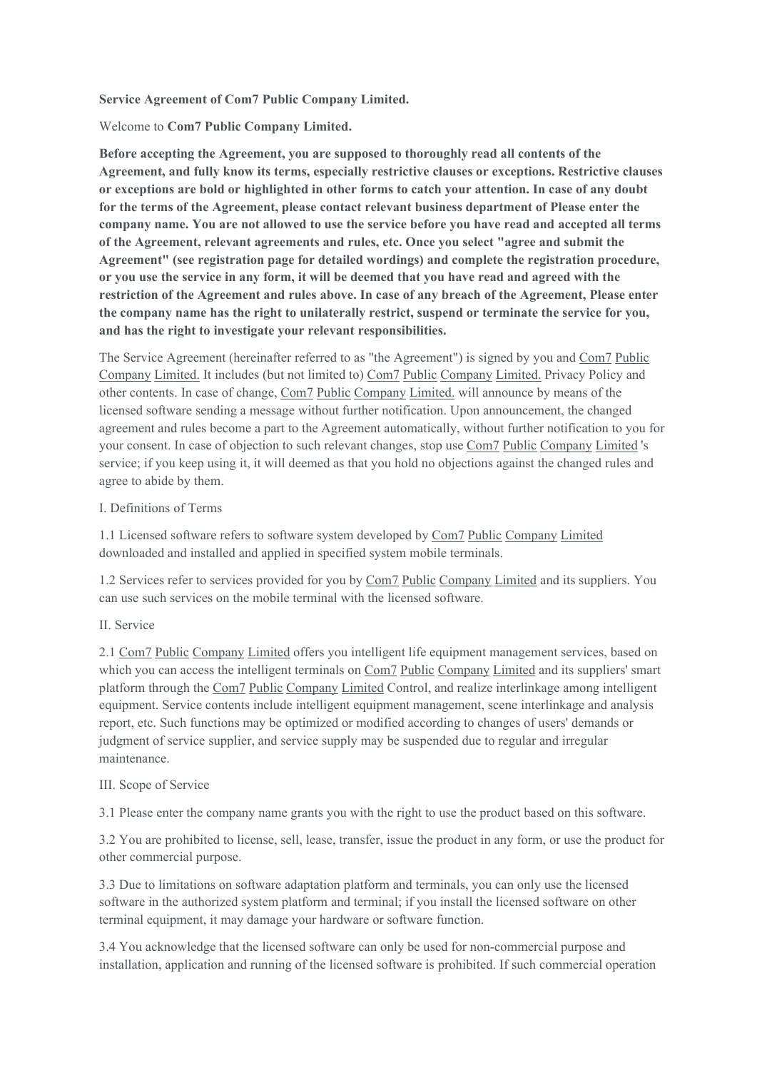**Service Agreement of Com7 Public Company Limited.**

Welcome to **Com7 Public Company Limited.**

**Before accepting the Agreement, you are supposed to thoroughly read all contents of the Agreement, and fully know its terms, especially restrictive clauses or exceptions. Restrictive clauses or exceptions are bold or highlighted in other forms to catch your attention. In case of any doubt for the terms of the Agreement, please contact relevant business department of Please enter the company name. You are not allowed to use the service before you have read and accepted all terms of the Agreement, relevant agreements and rules, etc. Once you select "agree and submit the Agreement" (see registration page for detailed wordings) and complete the registration procedure, or you use the service in any form, it will be deemed that you have read and agreed with the restriction of the Agreement and rules above. In case of any breach of the Agreement, Please enter the company name has the right to unilaterally restrict, suspend or terminate the service for you, and has the right to investigate your relevant responsibilities.**

The Service Agreement (hereinafter referred to as "the Agreement") is signed by you and Com7 Public Company Limited. It includes (but not limited to) Com7 Public Company Limited. Privacy Policy and other contents. In case of change, Com7 Public Company Limited. will announce by means of the licensed software sending a message without further notification. Upon announcement, the changed agreement and rules become a part to the Agreement automatically, without further notification to you for your consent. In case of objection to such relevant changes, stop use Com7 Public Company Limited 's service; if you keep using it, it will deemed as that you hold no objections against the changed rules and agree to abide by them.

I. Definitions of Terms

1.1 Licensed software refers to software system developed by Com7 Public Company Limited downloaded and installed and applied in specified system mobile terminals.

1.2 Services refer to services provided for you by Com7 Public Company Limited and its suppliers. You can use such services on the mobile terminal with the licensed software.

II. Service

2.1 Com7 Public Company Limited offers you intelligent life equipment management services, based on which you can access the intelligent terminals on Com7 Public Company Limited and its suppliers' smart platform through the Com7 Public Company Limited Control, and realize interlinkage among intelligent equipment. Service contents include intelligent equipment management, scene interlinkage and analysis report, etc. Such functions may be optimized or modified according to changes of users' demands or judgment of service supplier, and service supply may be suspended due to regular and irregular maintenance.

III. Scope of Service

3.1 Please enter the company name grants you with the right to use the product based on this software.

3.2 You are prohibited to license, sell, lease, transfer, issue the product in any form, or use the product for other commercial purpose.

3.3 Due to limitations on software adaptation platform and terminals, you can only use the licensed software in the authorized system platform and terminal; if you install the licensed software on other terminal equipment, it may damage your hardware or software function.

3.4 You acknowledge that the licensed software can only be used for non-commercial purpose and installation, application and running of the licensed software is prohibited. If such commercial operation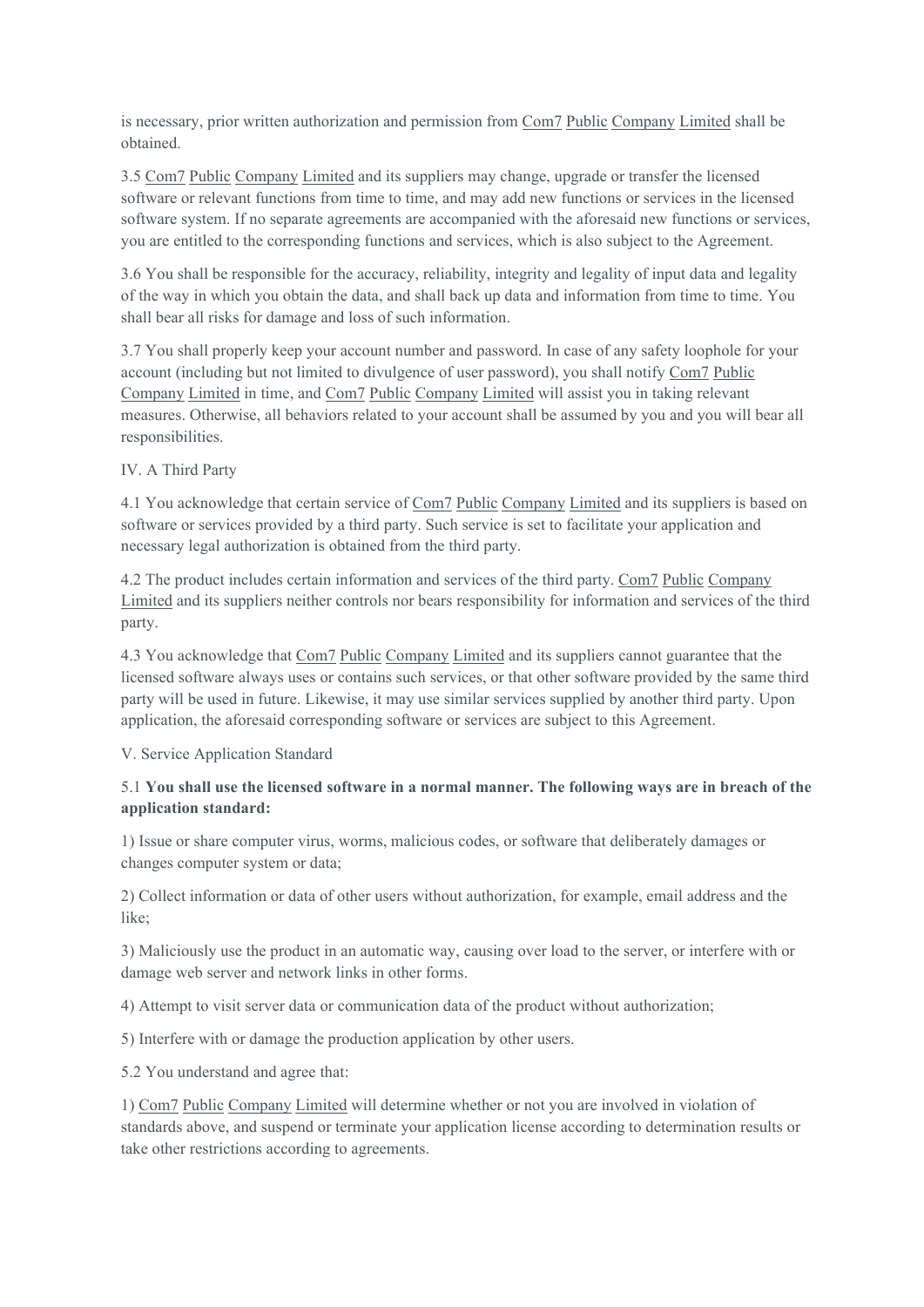is necessary, prior written authorization and permission from Com7 Public Company Limited shall be obtained.

3.5 Com7 Public Company Limited and its suppliers may change, upgrade or transfer the licensed software or relevant functions from time to time, and may add new functions or services in the licensed software system. If no separate agreements are accompanied with the aforesaid new functions or services, you are entitled to the corresponding functions and services, which is also subject to the Agreement.

3.6 You shall be responsible for the accuracy, reliability, integrity and legality of input data and legality of the way in which you obtain the data, and shall back up data and information from time to time. You shall bear all risks for damage and loss of such information.

3.7 You shall properly keep your account number and password. In case of any safety loophole for your account (including but not limited to divulgence of user password), you shall notify Com7 Public Company Limited in time, and Com7 Public Company Limited will assist you in taking relevant measures. Otherwise, all behaviors related to your account shall be assumed by you and you will bear all responsibilities.

IV. A Third Party

4.1 You acknowledge that certain service of Com7 Public Company Limited and its suppliers is based on software or services provided by a third party. Such service is set to facilitate your application and necessary legal authorization is obtained from the third party.

4.2 The product includes certain information and services of the third party. Com7 Public Company Limited and its suppliers neither controls nor bears responsibility for information and services of the third party.

4.3 You acknowledge that Com7 Public Company Limited and its suppliers cannot guarantee that the licensed software always uses or contains such services, or that other software provided by the same third party will be used in future. Likewise, it may use similar services supplied by another third party. Upon application, the aforesaid corresponding software or services are subject to this Agreement.

V. Service Application Standard

5.1 **You shall use the licensed software in a normal manner. The following ways are in breach of the application standard:**

1) Issue or share computer virus, worms, malicious codes, or software that deliberately damages or changes computer system or data;

2) Collect information or data of other users without authorization, for example, email address and the like;

3) Maliciously use the product in an automatic way, causing over load to the server, or interfere with or damage web server and network links in other forms.

4) Attempt to visit server data or communication data of the product without authorization;

5) Interfere with or damage the production application by other users.

5.2 You understand and agree that:

1) Com7 Public Company Limited will determine whether or not you are involved in violation of standards above, and suspend or terminate your application license according to determination results or take other restrictions according to agreements.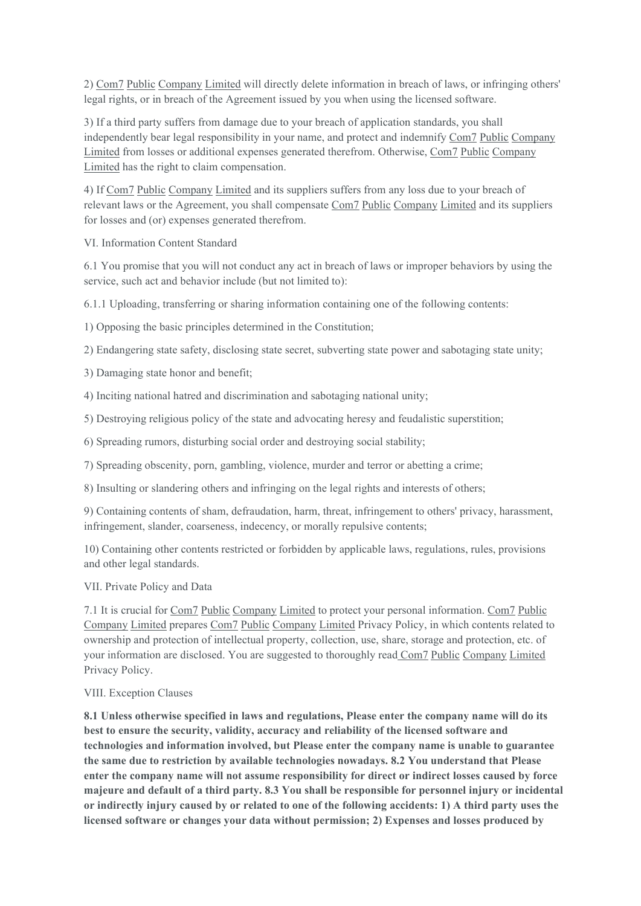2) Com7 Public Company Limited will directly delete information in breach of laws, or infringing others' legal rights, or in breach of the Agreement issued by you when using the licensed software.

3) If a third party suffers from damage due to your breach of application standards, you shall independently bear legal responsibility in your name, and protect and indemnify Com7 Public Company Limited from losses or additional expenses generated therefrom. Otherwise, Com7 Public Company Limited has the right to claim compensation.

4) If Com7 Public Company Limited and its suppliers suffers from any loss due to your breach of relevant laws or the Agreement, you shall compensate Com7 Public Company Limited and its suppliers for losses and (or) expenses generated therefrom.

VI. Information Content Standard

6.1 You promise that you will not conduct any act in breach of laws or improper behaviors by using the service, such act and behavior include (but not limited to):

6.1.1 Uploading, transferring or sharing information containing one of the following contents:

1) Opposing the basic principles determined in the Constitution;

2) Endangering state safety, disclosing state secret, subverting state power and sabotaging state unity;

3) Damaging state honor and benefit;

4) Inciting national hatred and discrimination and sabotaging national unity;

5) Destroying religious policy of the state and advocating heresy and feudalistic superstition;

6) Spreading rumors, disturbing social order and destroying social stability;

7) Spreading obscenity, porn, gambling, violence, murder and terror or abetting a crime;

8) Insulting or slandering others and infringing on the legal rights and interests of others;

9) Containing contents of sham, defraudation, harm, threat, infringement to others' privacy, harassment, infringement, slander, coarseness, indecency, or morally repulsive contents;

10) Containing other contents restricted or forbidden by applicable laws, regulations, rules, provisions and other legal standards.

VII. Private Policy and Data

7.1 It is crucial for Com7 Public Company Limited to protect your personal information. Com7 Public Company Limited prepares Com7 Public Company Limited Privacy Policy, in which contents related to ownership and protection of intellectual property, collection, use, share, storage and protection, etc. of your information are disclosed. You are suggested to thoroughly read Com7 Public Company Limited Privacy Policy.

VIII. Exception Clauses

**8.1 Unless otherwise specified in laws and regulations, Please enter the company name will do its best to ensure the security, validity, accuracy and reliability of the licensed software and technologies and information involved, but Please enter the company name is unable to guarantee the same due to restriction by available technologies nowadays. 8.2 You understand that Please enter the company name will not assume responsibility for direct or indirect losses caused by force majeure and default of a third party. 8.3 You shall be responsible for personnel injury or incidental or indirectly injury caused by or related to one of the following accidents: 1) A third party uses the licensed software or changes your data without permission; 2) Expenses and losses produced by**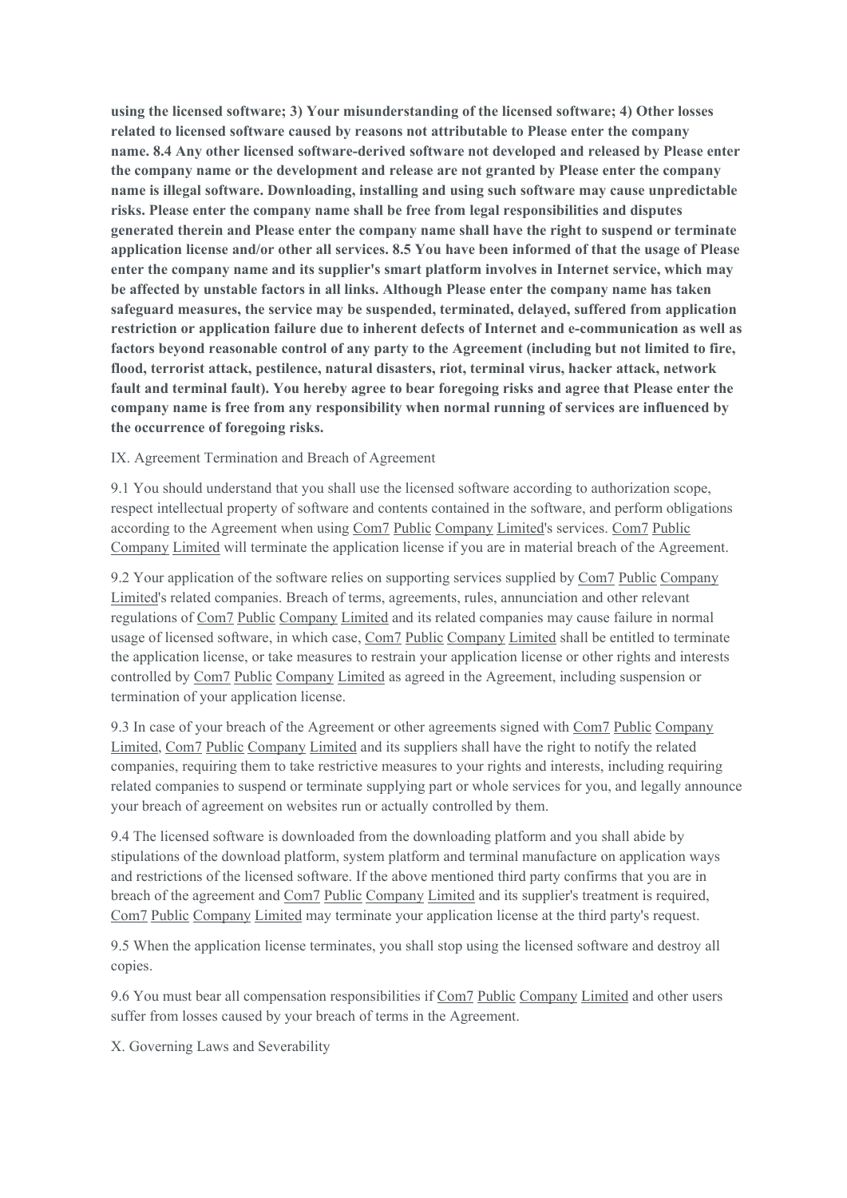**using the licensed software; 3) Your misunderstanding of the licensed software; 4) Other losses related to licensed software caused by reasons not attributable to Please enter the company name. 8.4 Any other licensed software-derived software not developed and released by Please enter the company name or the development and release are not granted by Please enter the company name is illegal software. Downloading, installing and using such software may cause unpredictable risks. Please enter the company name shall be free from legal responsibilities and disputes generated therein and Please enter the company name shall have the right to suspend or terminate application license and/or other all services. 8.5 You have been informed of that the usage of Please enter the company name and its supplier's smart platform involves in Internet service, which may be affected by unstable factors in all links. Although Please enter the company name has taken safeguard measures, the service may be suspended, terminated, delayed, suffered from application restriction or application failure due to inherent defects of Internet and e-communication as well as factors beyond reasonable control of any party to the Agreement (including but not limited to fire, flood, terrorist attack, pestilence, natural disasters, riot, terminal virus, hacker attack, network fault and terminal fault). You hereby agree to bear foregoing risks and agree that Please enter the company name is free from any responsibility when normal running of services are influenced by the occurrence of foregoing risks.**

IX. Agreement Termination and Breach of Agreement

9.1 You should understand that you shall use the licensed software according to authorization scope, respect intellectual property of software and contents contained in the software, and perform obligations according to the Agreement when using Com7 Public Company Limited's services. Com7 Public Company Limited will terminate the application license if you are in material breach of the Agreement.

9.2 Your application of the software relies on supporting services supplied by Com7 Public Company Limited's related companies. Breach of terms, agreements, rules, annunciation and other relevant regulations of Com7 Public Company Limited and its related companies may cause failure in normal usage of licensed software, in which case, Com7 Public Company Limited shall be entitled to terminate the application license, or take measures to restrain your application license or other rights and interests controlled by Com7 Public Company Limited as agreed in the Agreement, including suspension or termination of your application license.

9.3 In case of your breach of the Agreement or other agreements signed with Com7 Public Company Limited, Com7 Public Company Limited and its suppliers shall have the right to notify the related companies, requiring them to take restrictive measures to your rights and interests, including requiring related companies to suspend or terminate supplying part or whole services for you, and legally announce your breach of agreement on websites run or actually controlled by them.

9.4 The licensed software is downloaded from the downloading platform and you shall abide by stipulations of the download platform, system platform and terminal manufacture on application ways and restrictions of the licensed software. If the above mentioned third party confirms that you are in breach of the agreement and Com7 Public Company Limited and its supplier's treatment is required, Com7 Public Company Limited may terminate your application license at the third party's request.

9.5 When the application license terminates, you shall stop using the licensed software and destroy all copies.

9.6 You must bear all compensation responsibilities if Com7 Public Company Limited and other users suffer from losses caused by your breach of terms in the Agreement.

X. Governing Laws and Severability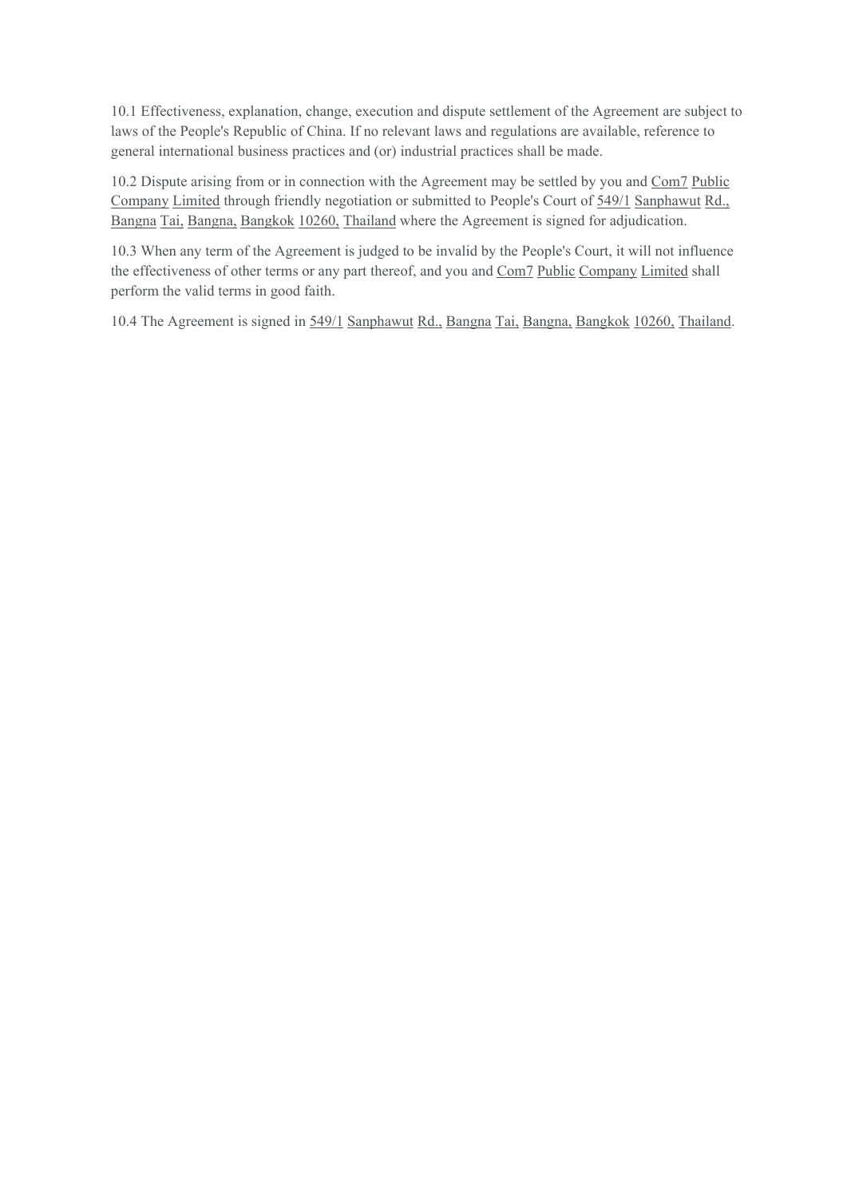10.1 Effectiveness, explanation, change, execution and dispute settlement of the Agreement are subject to laws of the People's Republic of China. If no relevant laws and regulations are available, reference to general international business practices and (or) industrial practices shall be made.

10.2 Dispute arising from or in connection with the Agreement may be settled by you and Com7 Public Company Limited through friendly negotiation or submitted to People's Court of 549/1 Sanphawut Rd., Bangna Tai, Bangna, Bangkok 10260, Thailand where the Agreement is signed for adjudication.

10.3 When any term of the Agreement is judged to be invalid by the People's Court, it will not influence the effectiveness of other terms or any part thereof, and you and Com7 Public Company Limited shall perform the valid terms in good faith.

10.4 The Agreement is signed in 549/1 Sanphawut Rd., Bangna Tai, Bangna, Bangkok 10260, Thailand.